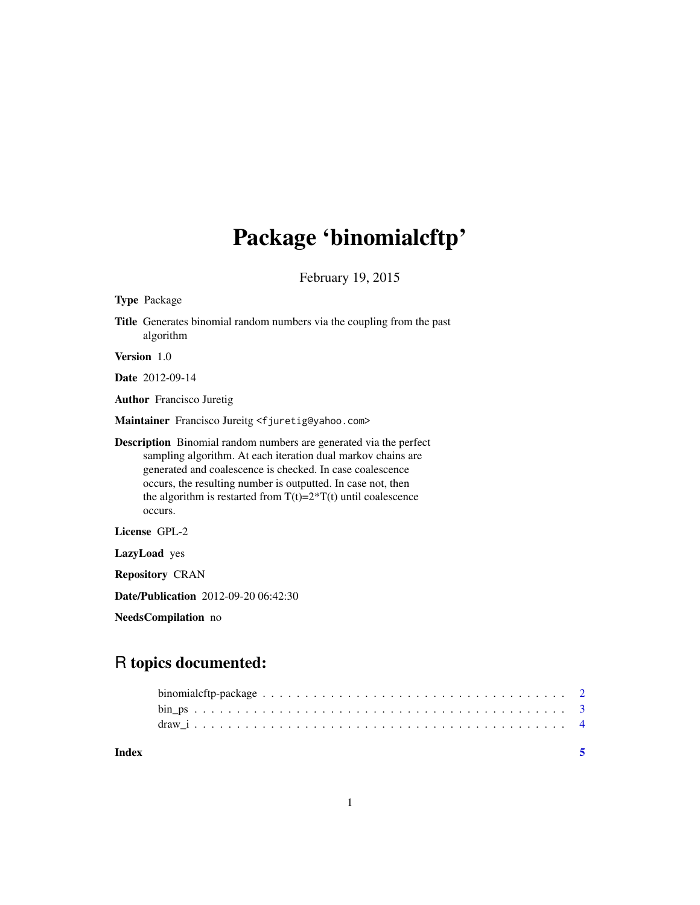# Package 'binomialcftp'

February 19, 2015

**Type** Package

**Title** Generates binomial random numbers via the coupling from the past algorithm

**Version** 1.0

**Date** 2012-09-14

**Author** Francisco Juretig

**Maintainer** Francisco Jureitg <fjuretig@yahoo.com>

**Description** Binomial random numbers are generated via the perfect sampling algorithm. At each iteration dual markov chains are generated and coalescence is checked. In case coalescence occurs, the resulting number is outputted. In case not, then the algorithm is restarted from T(t)=2*T(t) until coalescence occurs.

**License** GPL-2

**LazyLoad** yes

**Repository** CRAN

**Date/Publication** 2012-09-20 06:42:30

**NeedsCompilation** no

## R topics documented:

binomialcftp-package . . . . . . . . . . . . . . . . . . . . . . . . . . . . . . . . . . . . 2
bin_ps . . . . . . . . . . . . . . . . . . . . . . . . . . . . . . . . . . . . . . . . . . . . 3
draw_i . . . . . . . . . . . . . . . . . . . . . . . . . . . . . . . . . . . . . . . . . . . . 4

**Index** 5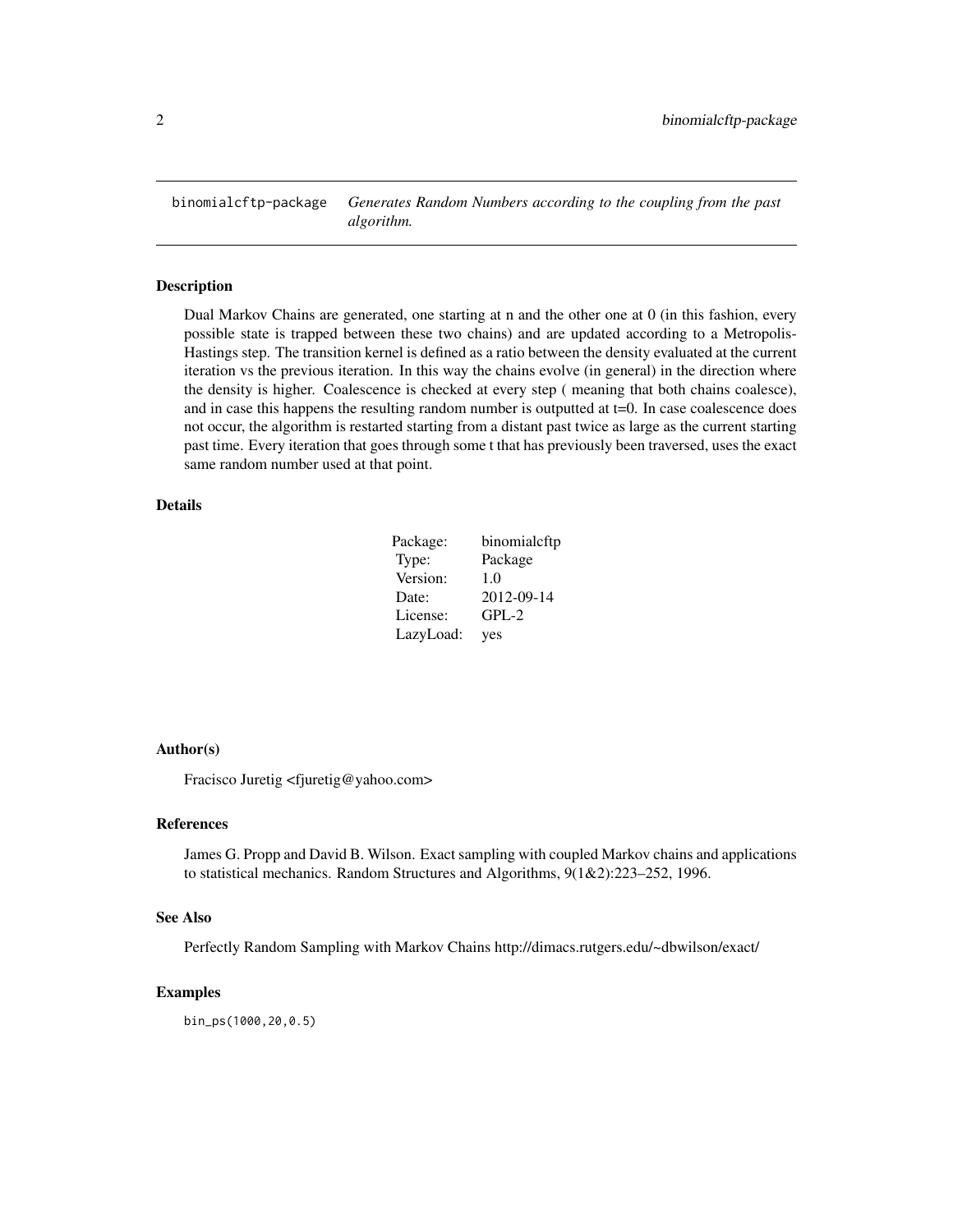## binomialcftp-package    *Generates Random Numbers according to the coupling from the past algorithm.*

### Description

Dual Markov Chains are generated, one starting at n and the other one at 0 (in this fashion, every possible state is trapped between these two chains) and are updated according to a Metropolis-Hastings step. The transition kernel is defined as a ratio between the density evaluated at the current iteration vs the previous iteration. In this way the chains evolve (in general) in the direction where the density is higher. Coalescence is checked at every step ( meaning that both chains coalesce), and in case this happens the resulting random number is outputted at t=0. In case coalescence does not occur, the algorithm is restarted starting from a distant past twice as large as the current starting past time. Every iteration that goes through some t that has previously been traversed, uses the exact same random number used at that point.

### Details

| | |
|---|---|
| Package: | binomialcftp |
| Type: | Package |
| Version: | 1.0 |
| Date: | 2012-09-14 |
| License: | GPL-2 |
| LazyLoad: | yes |

### Author(s)

Fracisco Juretig <fjuretig@yahoo.com>

### References

James G. Propp and David B. Wilson. Exact sampling with coupled Markov chains and applications to statistical mechanics. Random Structures and Algorithms, 9(1&2):223–252, 1996.

### See Also

Perfectly Random Sampling with Markov Chains http://dimacs.rutgers.edu/~dbwilson/exact/

### Examples

```
bin_ps(1000,20,0.5)
```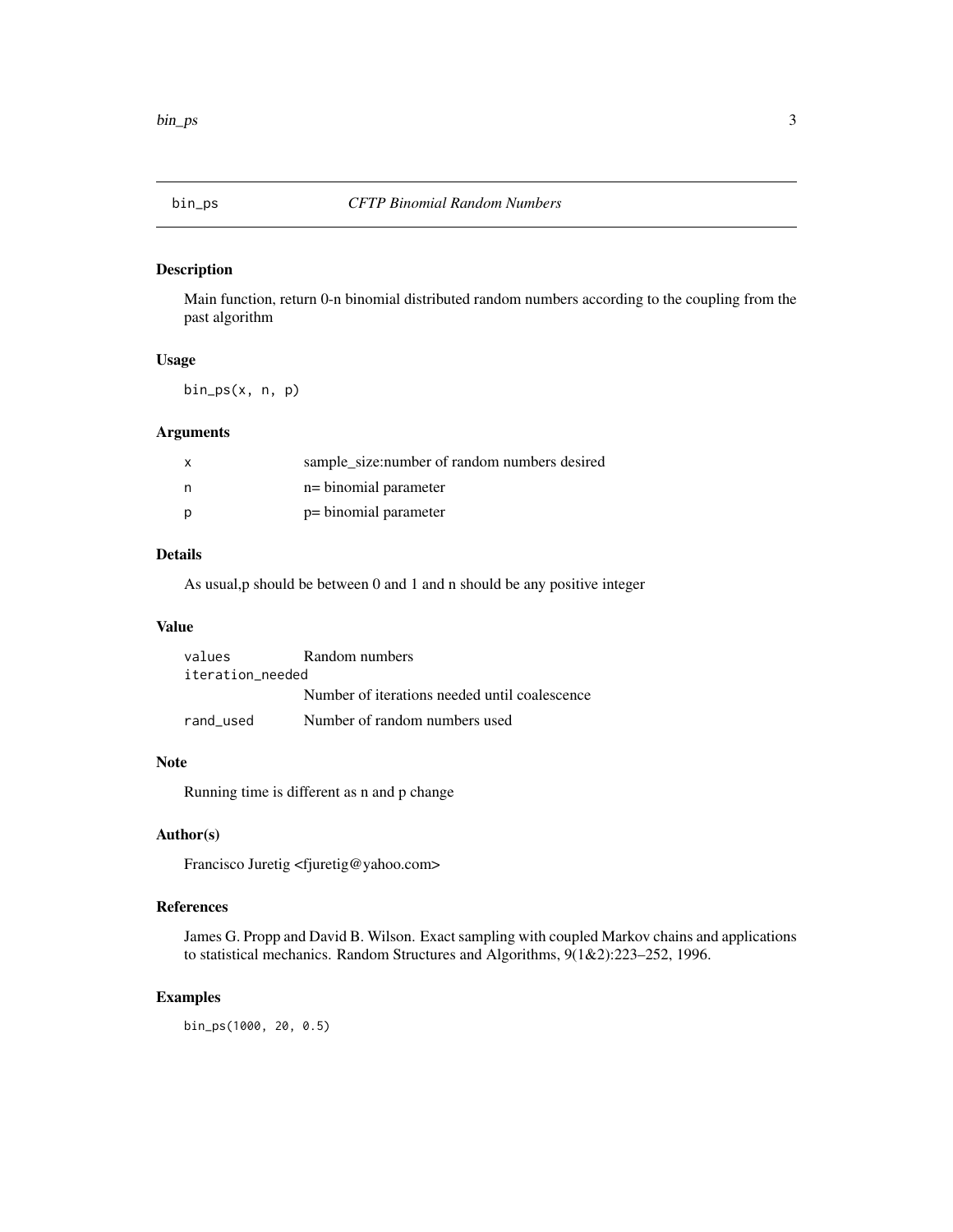# bin_ps — *CFTP Binomial Random Numbers*

## Description

Main function, return 0-n binomial distributed random numbers according to the coupling from the past algorithm

## Usage

```
bin_ps(x, n, p)
```

## Arguments

| | |
|---|---|
| x | sample_size:number of random numbers desired |
| n | n= binomial parameter |
| p | p= binomial parameter |

## Details

As usual,p should be between 0 and 1 and n should be any positive integer

## Value

| | |
|---|---|
| values | Random numbers |
| iteration_needed | Number of iterations needed until coalescence |
| rand_used | Number of random numbers used |

## Note

Running time is different as n and p change

## Author(s)

Francisco Juretig <fjuretig@yahoo.com>

## References

James G. Propp and David B. Wilson. Exact sampling with coupled Markov chains and applications to statistical mechanics. Random Structures and Algorithms, 9(1&2):223–252, 1996.

## Examples

```
bin_ps(1000, 20, 0.5)
```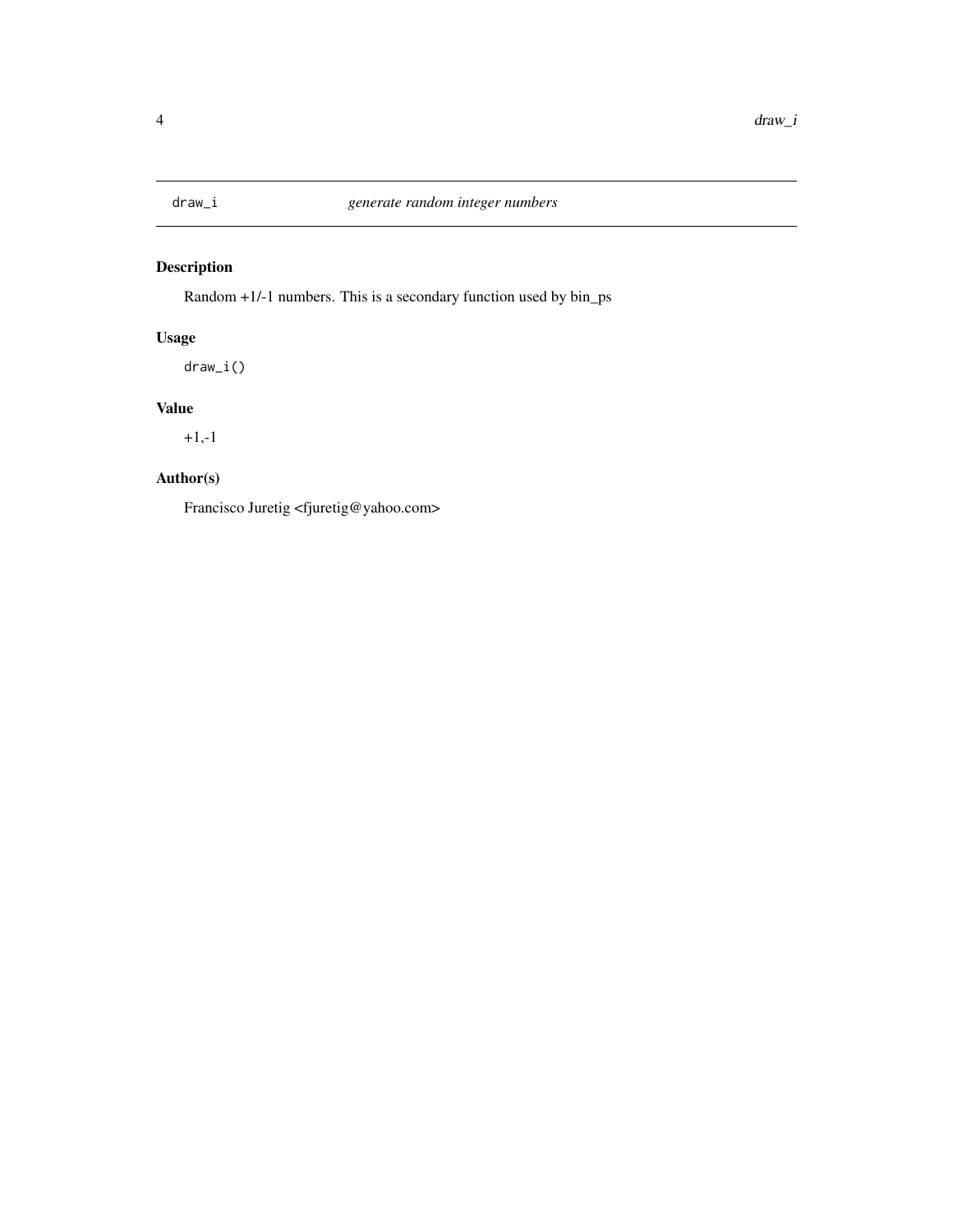## draw_i *generate random integer numbers*

### Description

Random +1/-1 numbers. This is a secondary function used by bin_ps

### Usage

```
draw_i()
```

### Value

+1,-1

### Author(s)

Francisco Juretig <fjuretig@yahoo.com>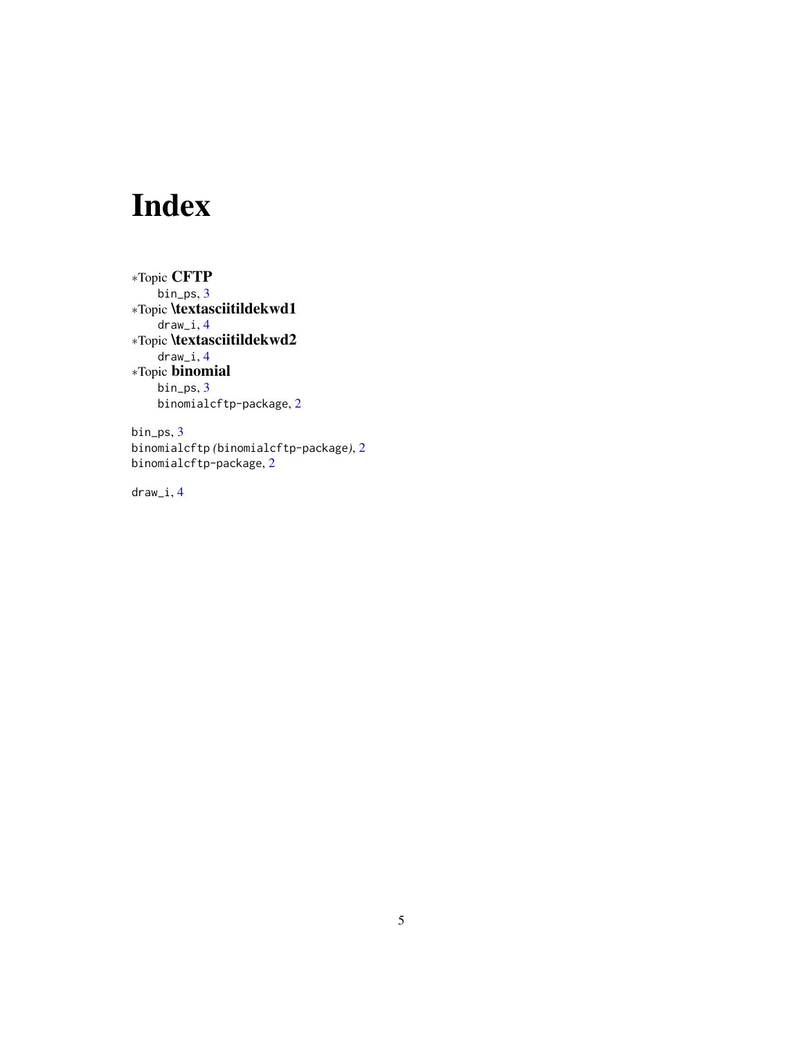# Index

∗Topic **CFTP**
  bin_ps, 3
∗Topic **\textasciitildekwd1**
  draw_i, 4
∗Topic **\textasciitildekwd2**
  draw_i, 4
∗Topic **binomial**
  bin_ps, 3
  binomialcftp-package, 2

bin_ps, 3
binomialcftp *(*binomialcftp-package*)*, 2
binomialcftp-package, 2

draw_i, 4